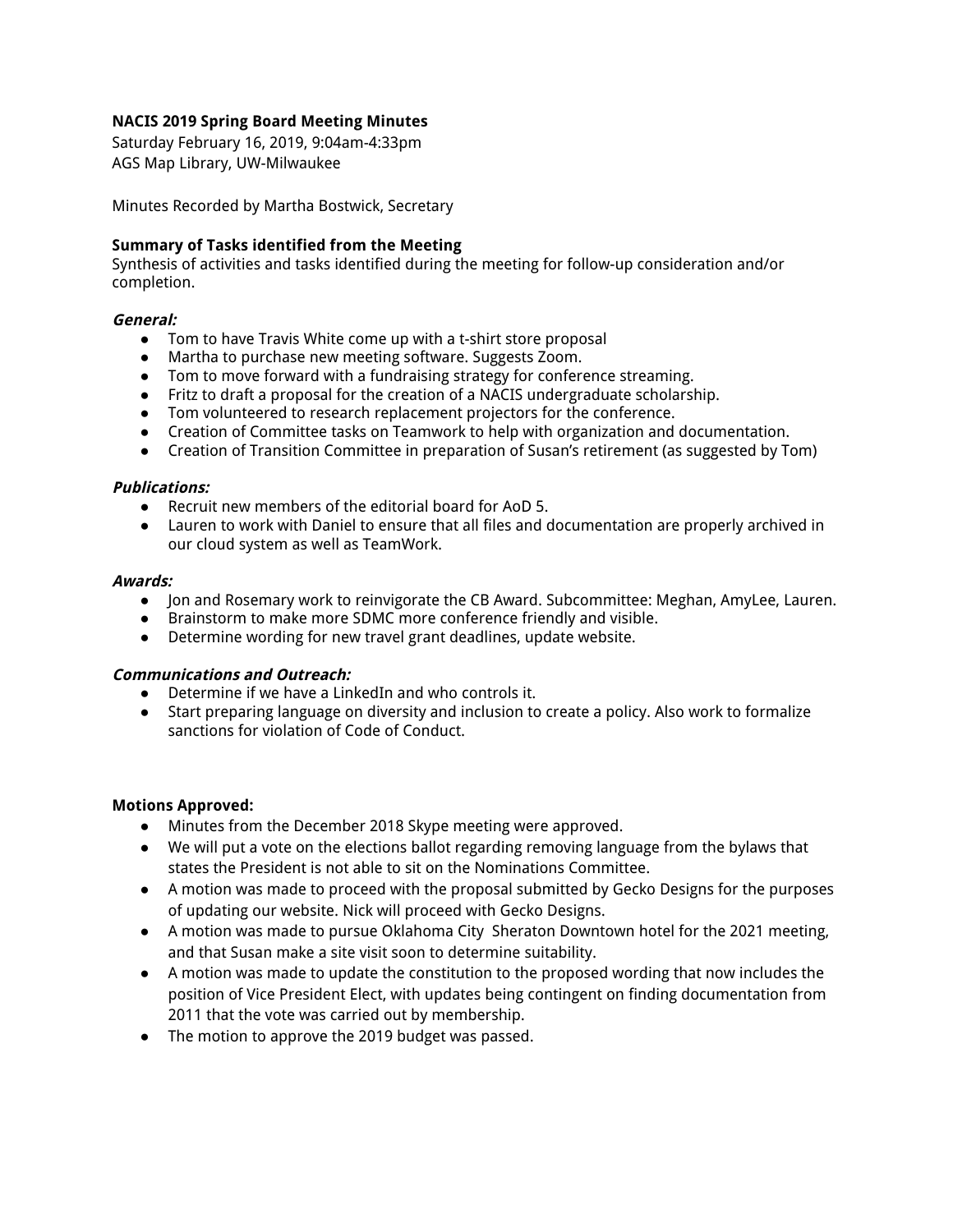**NACIS 2019 Spring Board Meeting Minutes**

Saturday February 16, 2019, 9:04am-4:33pm

AGS Map Library, UW-Milwaukee

Minutes Recorded by Martha Bostwick, Secretary

**Summary of Tasks identified from the Meeting**

Synthesis of activities and tasks identified during the meeting for follow-up consideration and/or completion.

***General:***

- Tom to have Travis White come up with a t-shirt store proposal
- Martha to purchase new meeting software. Suggests Zoom.
- Tom to move forward with a fundraising strategy for conference streaming.
- Fritz to draft a proposal for the creation of a NACIS undergraduate scholarship.
- Tom volunteered to research replacement projectors for the conference.
- Creation of Committee tasks on Teamwork to help with organization and documentation.
- Creation of Transition Committee in preparation of Susan's retirement (as suggested by Tom)

***Publications:***

- Recruit new members of the editorial board for AoD 5.
- Lauren to work with Daniel to ensure that all files and documentation are properly archived in our cloud system as well as TeamWork.

***Awards:***

- Jon and Rosemary work to reinvigorate the CB Award. Subcommittee: Meghan, AmyLee, Lauren.
- Brainstorm to make more SDMC more conference friendly and visible.
- Determine wording for new travel grant deadlines, update website.

***Communications and Outreach:***

- Determine if we have a LinkedIn and who controls it.
- Start preparing language on diversity and inclusion to create a policy. Also work to formalize sanctions for violation of Code of Conduct.

**Motions Approved:**

- Minutes from the December 2018 Skype meeting were approved.
- We will put a vote on the elections ballot regarding removing language from the bylaws that states the President is not able to sit on the Nominations Committee.
- A motion was made to proceed with the proposal submitted by Gecko Designs for the purposes of updating our website. Nick will proceed with Gecko Designs.
- A motion was made to pursue Oklahoma City Sheraton Downtown hotel for the 2021 meeting, and that Susan make a site visit soon to determine suitability.
- A motion was made to update the constitution to the proposed wording that now includes the position of Vice President Elect, with updates being contingent on finding documentation from 2011 that the vote was carried out by membership.
- The motion to approve the 2019 budget was passed.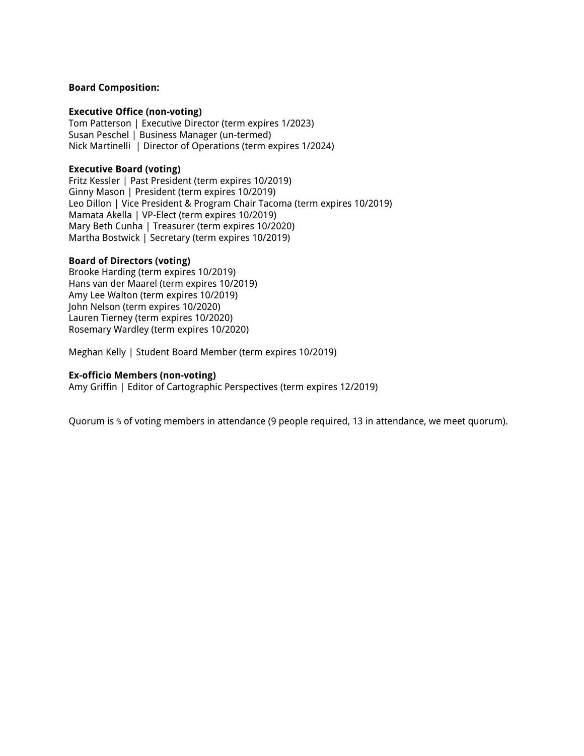**Board Composition:**

**Executive Office (non-voting)**
Tom Patterson | Executive Director (term expires 1/2023)
Susan Peschel | Business Manager (un-termed)
Nick Martinelli | Director of Operations (term expires 1/2024)

**Executive Board (voting)**
Fritz Kessler | Past President (term expires 10/2019)
Ginny Mason | President (term expires 10/2019)
Leo Dillon | Vice President & Program Chair Tacoma (term expires 10/2019)
Mamata Akella | VP-Elect (term expires 10/2019)
Mary Beth Cunha | Treasurer (term expires 10/2020)
Martha Bostwick | Secretary (term expires 10/2019)

**Board of Directors (voting)**
Brooke Harding (term expires 10/2019)
Hans van der Maarel (term expires 10/2019)
Amy Lee Walton (term expires 10/2019)
John Nelson (term expires 10/2020)
Lauren Tierney (term expires 10/2020)
Rosemary Wardley (term expires 10/2020)

Meghan Kelly | Student Board Member (term expires 10/2019)

**Ex-officio Members (non-voting)**
Amy Griffin | Editor of Cartographic Perspectives (term expires 12/2019)

Quorum is ⅔ of voting members in attendance (9 people required, 13 in attendance, we meet quorum).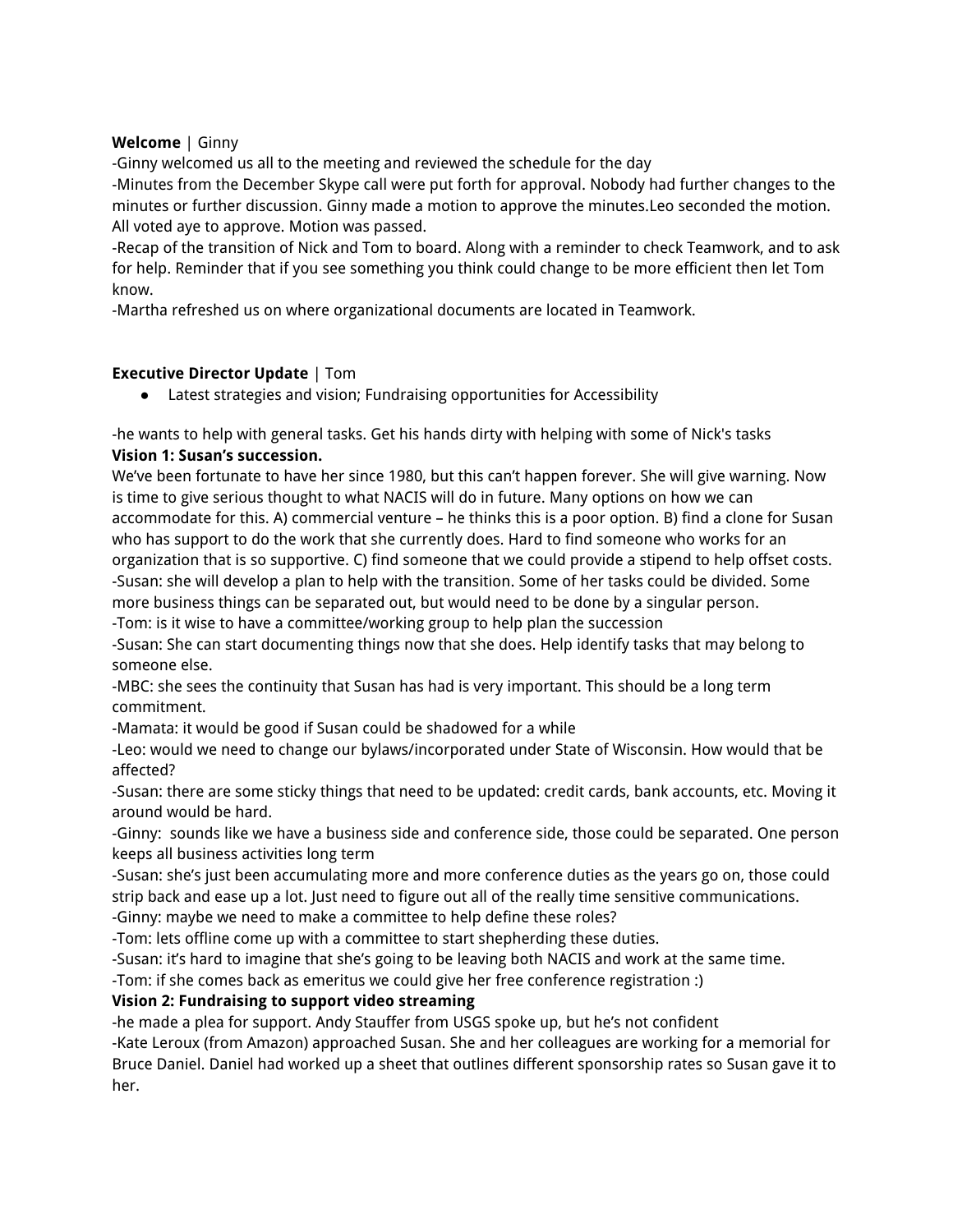**Welcome** | Ginny

-Ginny welcomed us all to the meeting and reviewed the schedule for the day

-Minutes from the December Skype call were put forth for approval. Nobody had further changes to the minutes or further discussion. Ginny made a motion to approve the minutes.Leo seconded the motion. All voted aye to approve. Motion was passed.

-Recap of the transition of Nick and Tom to board. Along with a reminder to check Teamwork, and to ask for help. Reminder that if you see something you think could change to be more efficient then let Tom know.

-Martha refreshed us on where organizational documents are located in Teamwork.

**Executive Director Update** | Tom

- Latest strategies and vision; Fundraising opportunities for Accessibility

-he wants to help with general tasks. Get his hands dirty with helping with some of Nick's tasks

**Vision 1: Susan's succession.**

We've been fortunate to have her since 1980, but this can't happen forever. She will give warning. Now is time to give serious thought to what NACIS will do in future. Many options on how we can accommodate for this. A) commercial venture – he thinks this is a poor option. B) find a clone for Susan who has support to do the work that she currently does. Hard to find someone who works for an organization that is so supportive. C) find someone that we could provide a stipend to help offset costs.

-Susan: she will develop a plan to help with the transition. Some of her tasks could be divided. Some more business things can be separated out, but would need to be done by a singular person.

-Tom: is it wise to have a committee/working group to help plan the succession

-Susan: She can start documenting things now that she does. Help identify tasks that may belong to someone else.

-MBC: she sees the continuity that Susan has had is very important. This should be a long term commitment.

-Mamata: it would be good if Susan could be shadowed for a while

-Leo: would we need to change our bylaws/incorporated under State of Wisconsin. How would that be affected?

-Susan: there are some sticky things that need to be updated: credit cards, bank accounts, etc. Moving it around would be hard.

-Ginny: sounds like we have a business side and conference side, those could be separated. One person keeps all business activities long term

-Susan: she's just been accumulating more and more conference duties as the years go on, those could strip back and ease up a lot. Just need to figure out all of the really time sensitive communications.

-Ginny: maybe we need to make a committee to help define these roles?

-Tom: lets offline come up with a committee to start shepherding these duties.

-Susan: it's hard to imagine that she's going to be leaving both NACIS and work at the same time.

-Tom: if she comes back as emeritus we could give her free conference registration :)

**Vision 2: Fundraising to support video streaming**

-he made a plea for support. Andy Stauffer from USGS spoke up, but he's not confident

-Kate Leroux (from Amazon) approached Susan. She and her colleagues are working for a memorial for Bruce Daniel. Daniel had worked up a sheet that outlines different sponsorship rates so Susan gave it to her.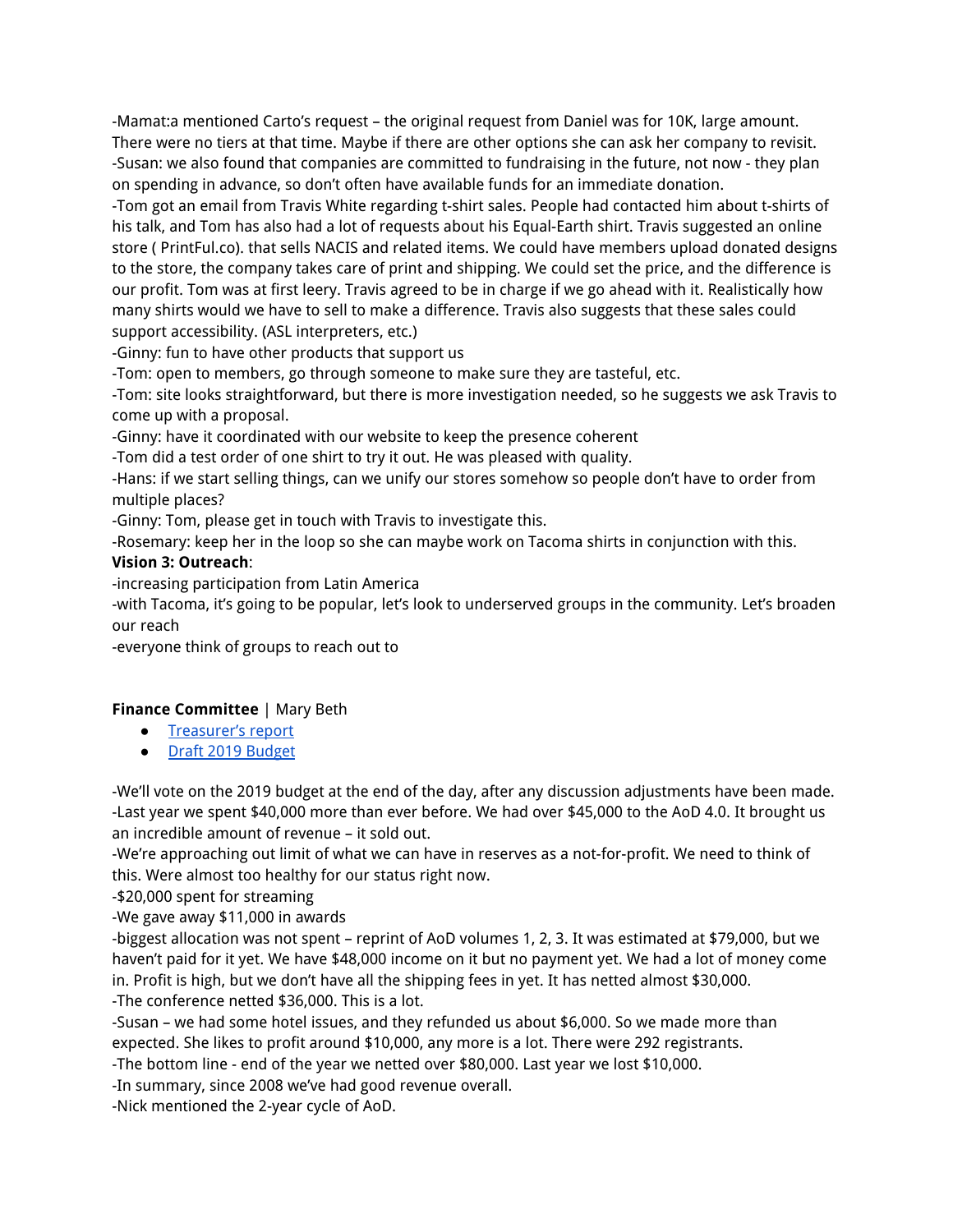-Mamata mentioned Carto's request – the original request from Daniel was for 10K, large amount. There were no tiers at that time. Maybe if there are other options she can ask her company to revisit.
-Susan: we also found that companies are committed to fundraising in the future, not now - they plan on spending in advance, so don't often have available funds for an immediate donation.
-Tom got an email from Travis White regarding t-shirt sales. People had contacted him about t-shirts of his talk, and Tom has also had a lot of requests about his Equal-Earth shirt. Travis suggested an online store ( PrintFul.co). that sells NACIS and related items. We could have members upload donated designs to the store, the company takes care of print and shipping. We could set the price, and the difference is our profit. Tom was at first leery. Travis agreed to be in charge if we go ahead with it. Realistically how many shirts would we have to sell to make a difference. Travis also suggests that these sales could support accessibility. (ASL interpreters, etc.)
-Ginny: fun to have other products that support us
-Tom: open to members, go through someone to make sure they are tasteful, etc.
-Tom: site looks straightforward, but there is more investigation needed, so he suggests we ask Travis to come up with a proposal.
-Ginny: have it coordinated with our website to keep the presence coherent
-Tom did a test order of one shirt to try it out. He was pleased with quality.
-Hans: if we start selling things, can we unify our stores somehow so people don't have to order from multiple places?
-Ginny: Tom, please get in touch with Travis to investigate this.
-Rosemary: keep her in the loop so she can maybe work on Tacoma shirts in conjunction with this.

**Vision 3: Outreach**:
-increasing participation from Latin America
-with Tacoma, it's going to be popular, let's look to underserved groups in the community. Let's broaden our reach
-everyone think of groups to reach out to

**Finance Committee** | Mary Beth

- Treasurer's report
- Draft 2019 Budget

-We'll vote on the 2019 budget at the end of the day, after any discussion adjustments have been made.
-Last year we spent $40,000 more than ever before. We had over $45,000 to the AoD 4.0. It brought us an incredible amount of revenue – it sold out.
-We're approaching out limit of what we can have in reserves as a not-for-profit. We need to think of this. Were almost too healthy for our status right now.
-$20,000 spent for streaming
-We gave away $11,000 in awards
-biggest allocation was not spent – reprint of AoD volumes 1, 2, 3. It was estimated at $79,000, but we haven't paid for it yet. We have $48,000 income on it but no payment yet. We had a lot of money come in. Profit is high, but we don't have all the shipping fees in yet. It has netted almost $30,000.
-The conference netted $36,000. This is a lot.
-Susan – we had some hotel issues, and they refunded us about $6,000. So we made more than expected. She likes to profit around $10,000, any more is a lot. There were 292 registrants.
-The bottom line - end of the year we netted over $80,000. Last year we lost $10,000.
-In summary, since 2008 we've had good revenue overall.
-Nick mentioned the 2-year cycle of AoD.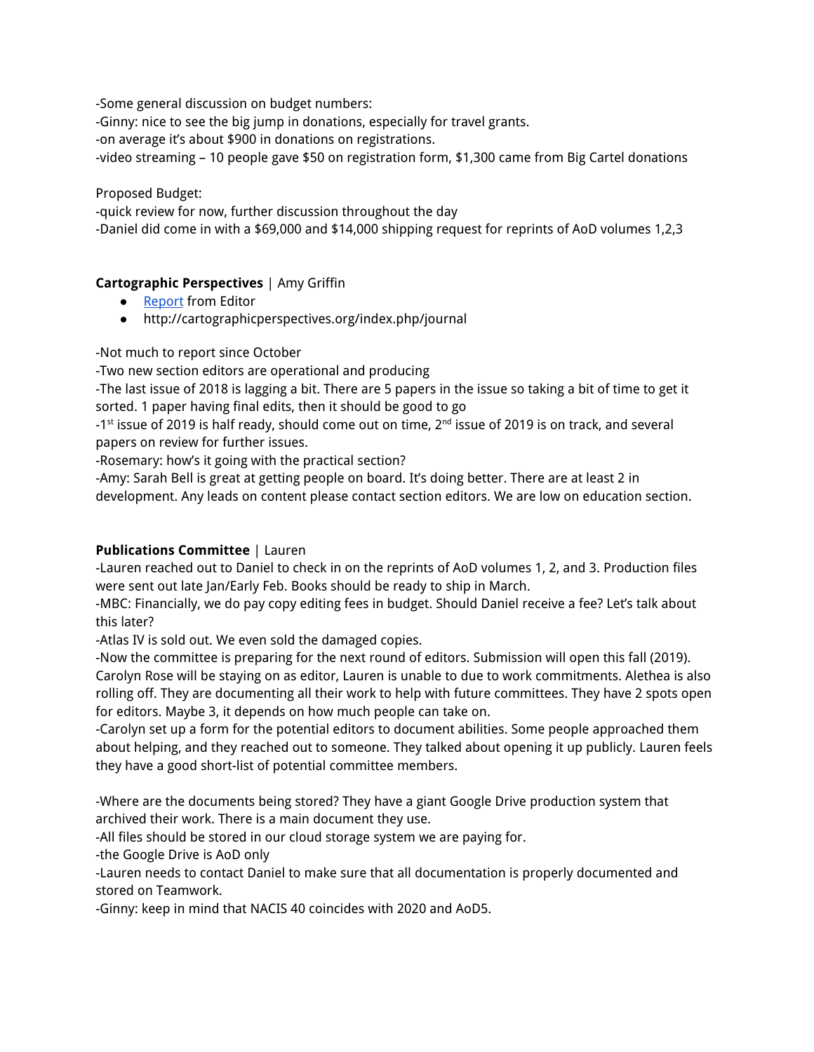-Some general discussion on budget numbers:
-Ginny: nice to see the big jump in donations, especially for travel grants.
-on average it's about $900 in donations on registrations.
-video streaming – 10 people gave $50 on registration form, $1,300 came from Big Cartel donations

Proposed Budget:
-quick review for now, further discussion throughout the day
-Daniel did come in with a $69,000 and $14,000 shipping request for reprints of AoD volumes 1,2,3

**Cartographic Perspectives** | Amy Griffin

- Report from Editor
- http://cartographicperspectives.org/index.php/journal

-Not much to report since October
-Two new section editors are operational and producing
-The last issue of 2018 is lagging a bit. There are 5 papers in the issue so taking a bit of time to get it sorted. 1 paper having final edits, then it should be good to go
-1st issue of 2019 is half ready, should come out on time, 2nd issue of 2019 is on track, and several papers on review for further issues.
-Rosemary: how's it going with the practical section?
-Amy: Sarah Bell is great at getting people on board. It's doing better. There are at least 2 in development. Any leads on content please contact section editors. We are low on education section.

**Publications Committee** | Lauren

-Lauren reached out to Daniel to check in on the reprints of AoD volumes 1, 2, and 3. Production files were sent out late Jan/Early Feb. Books should be ready to ship in March.
-MBC: Financially, we do pay copy editing fees in budget. Should Daniel receive a fee? Let's talk about this later?
-Atlas IV is sold out. We even sold the damaged copies.
-Now the committee is preparing for the next round of editors. Submission will open this fall (2019). Carolyn Rose will be staying on as editor, Lauren is unable to due to work commitments. Alethea is also rolling off. They are documenting all their work to help with future committees. They have 2 spots open for editors. Maybe 3, it depends on how much people can take on.
-Carolyn set up a form for the potential editors to document abilities. Some people approached them about helping, and they reached out to someone. They talked about opening it up publicly. Lauren feels they have a good short-list of potential committee members.

-Where are the documents being stored? They have a giant Google Drive production system that archived their work. There is a main document they use.
-All files should be stored in our cloud storage system we are paying for.
-the Google Drive is AoD only
-Lauren needs to contact Daniel to make sure that all documentation is properly documented and stored on Teamwork.
-Ginny: keep in mind that NACIS 40 coincides with 2020 and AoD5.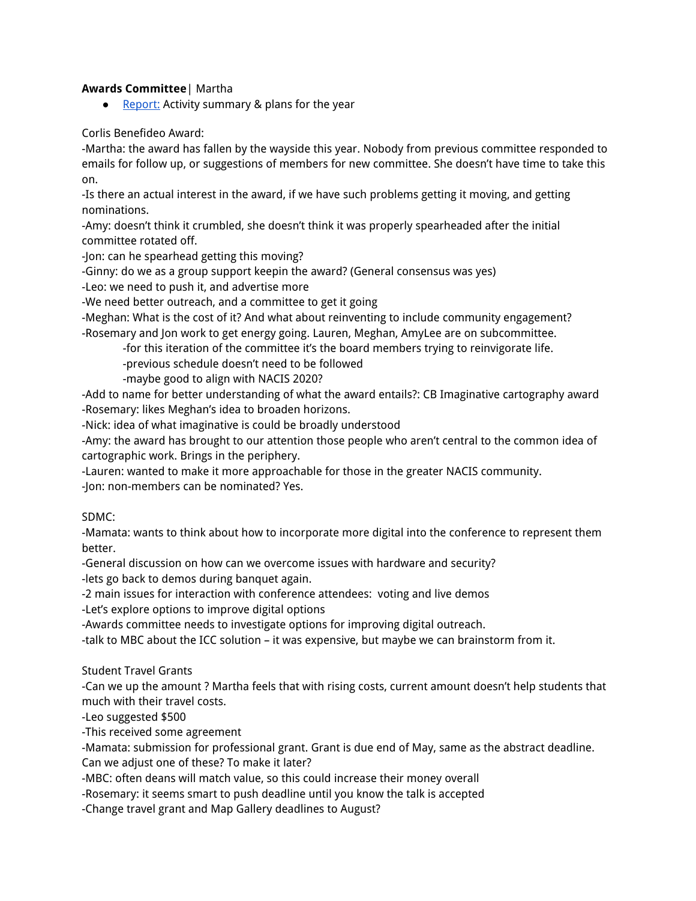**Awards Committee** | Martha

- Report: Activity summary & plans for the year

Corlis Benefideo Award:

-Martha: the award has fallen by the wayside this year. Nobody from previous committee responded to emails for follow up, or suggestions of members for new committee. She doesn't have time to take this on.

-Is there an actual interest in the award, if we have such problems getting it moving, and getting nominations.

-Amy: doesn't think it crumbled, she doesn't think it was properly spearheaded after the initial committee rotated off.

-Jon: can he spearhead getting this moving?

-Ginny: do we as a group support keepin the award? (General consensus was yes)

-Leo: we need to push it, and advertise more

-We need better outreach, and a committee to get it going

-Meghan: What is the cost of it? And what about reinventing to include community engagement?

-Rosemary and Jon work to get energy going. Lauren, Meghan, AmyLee are on subcommittee.

- -for this iteration of the committee it's the board members trying to reinvigorate life.
- -previous schedule doesn't need to be followed
- -maybe good to align with NACIS 2020?

-Add to name for better understanding of what the award entails?: CB Imaginative cartography award

-Rosemary: likes Meghan's idea to broaden horizons.

-Nick: idea of what imaginative is could be broadly understood

-Amy: the award has brought to our attention those people who aren't central to the common idea of cartographic work. Brings in the periphery.

-Lauren: wanted to make it more approachable for those in the greater NACIS community.

-Jon: non-members can be nominated? Yes.

SDMC:

-Mamata: wants to think about how to incorporate more digital into the conference to represent them better.

-General discussion on how can we overcome issues with hardware and security?

-lets go back to demos during banquet again.

-2 main issues for interaction with conference attendees: voting and live demos

-Let's explore options to improve digital options

-Awards committee needs to investigate options for improving digital outreach.

-talk to MBC about the ICC solution – it was expensive, but maybe we can brainstorm from it.

Student Travel Grants

-Can we up the amount ? Martha feels that with rising costs, current amount doesn't help students that much with their travel costs.

-Leo suggested $500

-This received some agreement

-Mamata: submission for professional grant. Grant is due end of May, same as the abstract deadline. Can we adjust one of these? To make it later?

-MBC: often deans will match value, so this could increase their money overall

-Rosemary: it seems smart to push deadline until you know the talk is accepted

-Change travel grant and Map Gallery deadlines to August?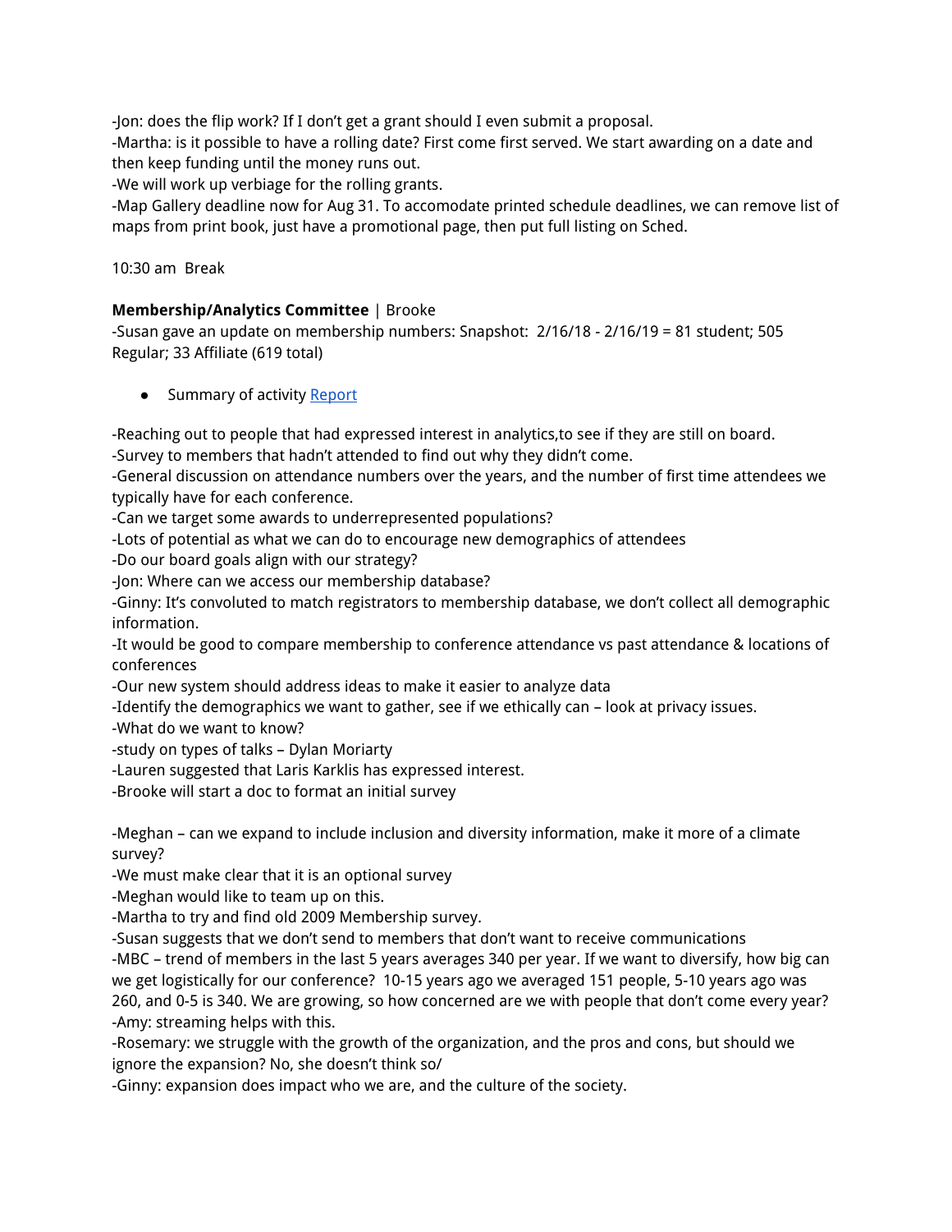-Jon: does the flip work? If I don't get a grant should I even submit a proposal.
-Martha: is it possible to have a rolling date? First come first served. We start awarding on a date and then keep funding until the money runs out.
-We will work up verbiage for the rolling grants.
-Map Gallery deadline now for Aug 31. To accomodate printed schedule deadlines, we can remove list of maps from print book, just have a promotional page, then put full listing on Sched.

10:30 am Break

**Membership/Analytics Committee** | Brooke
-Susan gave an update on membership numbers: Snapshot: 2/16/18 - 2/16/19 = 81 student; 505 Regular; 33 Affiliate (619 total)

- Summary of activity Report

-Reaching out to people that had expressed interest in analytics,to see if they are still on board.
-Survey to members that hadn't attended to find out why they didn't come.
-General discussion on attendance numbers over the years, and the number of first time attendees we typically have for each conference.
-Can we target some awards to underrepresented populations?
-Lots of potential as what we can do to encourage new demographics of attendees
-Do our board goals align with our strategy?
-Jon: Where can we access our membership database?
-Ginny: It's convoluted to match registrators to membership database, we don't collect all demographic information.
-It would be good to compare membership to conference attendance vs past attendance & locations of conferences
-Our new system should address ideas to make it easier to analyze data
-Identify the demographics we want to gather, see if we ethically can – look at privacy issues.
-What do we want to know?
-study on types of talks – Dylan Moriarty
-Lauren suggested that Laris Karklis has expressed interest.
-Brooke will start a doc to format an initial survey

-Meghan – can we expand to include inclusion and diversity information, make it more of a climate survey?
-We must make clear that it is an optional survey
-Meghan would like to team up on this.
-Martha to try and find old 2009 Membership survey.
-Susan suggests that we don't send to members that don't want to receive communications
-MBC – trend of members in the last 5 years averages 340 per year. If we want to diversify, how big can we get logistically for our conference? 10-15 years ago we averaged 151 people, 5-10 years ago was 260, and 0-5 is 340. We are growing, so how concerned are we with people that don't come every year?
-Amy: streaming helps with this.
-Rosemary: we struggle with the growth of the organization, and the pros and cons, but should we ignore the expansion? No, she doesn't think so/
-Ginny: expansion does impact who we are, and the culture of the society.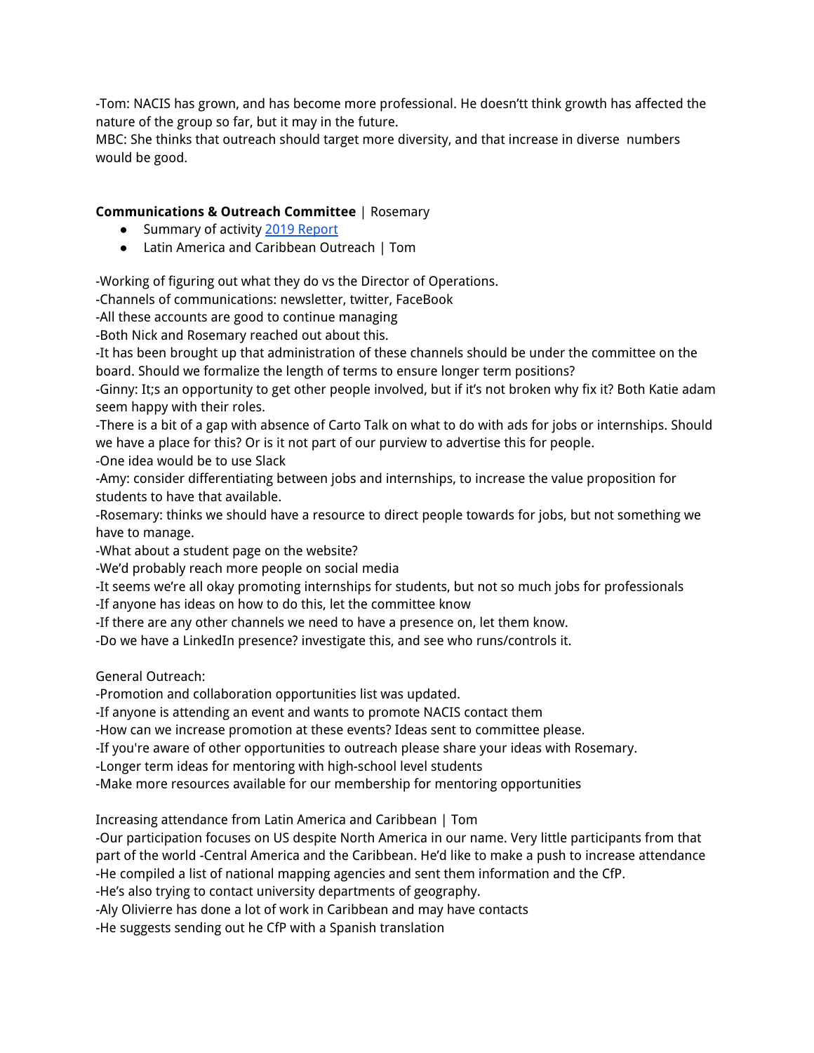-Tom: NACIS has grown, and has become more professional. He doesn’tt think growth has affected the nature of the group so far, but it may in the future.
MBC: She thinks that outreach should target more diversity, and that increase in diverse numbers would be good.

**Communications & Outreach Committee** | Rosemary

- Summary of activity [2019 Report]
- Latin America and Caribbean Outreach | Tom

-Working of figuring out what they do vs the Director of Operations.
-Channels of communications: newsletter, twitter, FaceBook
-All these accounts are good to continue managing
-Both Nick and Rosemary reached out about this.
-It has been brought up that administration of these channels should be under the committee on the board. Should we formalize the length of terms to ensure longer term positions?
-Ginny: It;s an opportunity to get other people involved, but if it’s not broken why fix it? Both Katie adam seem happy with their roles.
-There is a bit of a gap with absence of Carto Talk on what to do with ads for jobs or internships. Should we have a place for this? Or is it not part of our purview to advertise this for people.
-One idea would be to use Slack
-Amy: consider differentiating between jobs and internships, to increase the value proposition for students to have that available.
-Rosemary: thinks we should have a resource to direct people towards for jobs, but not something we have to manage.
-What about a student page on the website?
-We’d probably reach more people on social media
-It seems we’re all okay promoting internships for students, but not so much jobs for professionals
-If anyone has ideas on how to do this, let the committee know
-If there are any other channels we need to have a presence on, let them know.
-Do we have a LinkedIn presence? investigate this, and see who runs/controls it.

General Outreach:
-Promotion and collaboration opportunities list was updated.
-If anyone is attending an event and wants to promote NACIS contact them
-How can we increase promotion at these events? Ideas sent to committee please.
-If you're aware of other opportunities to outreach please share your ideas with Rosemary.
-Longer term ideas for mentoring with high-school level students
-Make more resources available for our membership for mentoring opportunities

Increasing attendance from Latin America and Caribbean | Tom
-Our participation focuses on US despite North America in our name. Very little participants from that part of the world -Central America and the Caribbean. He’d like to make a push to increase attendance
-He compiled a list of national mapping agencies and sent them information and the CfP.
-He’s also trying to contact university departments of geography.
-Aly Olivierre has done a lot of work in Caribbean and may have contacts
-He suggests sending out he CfP with a Spanish translation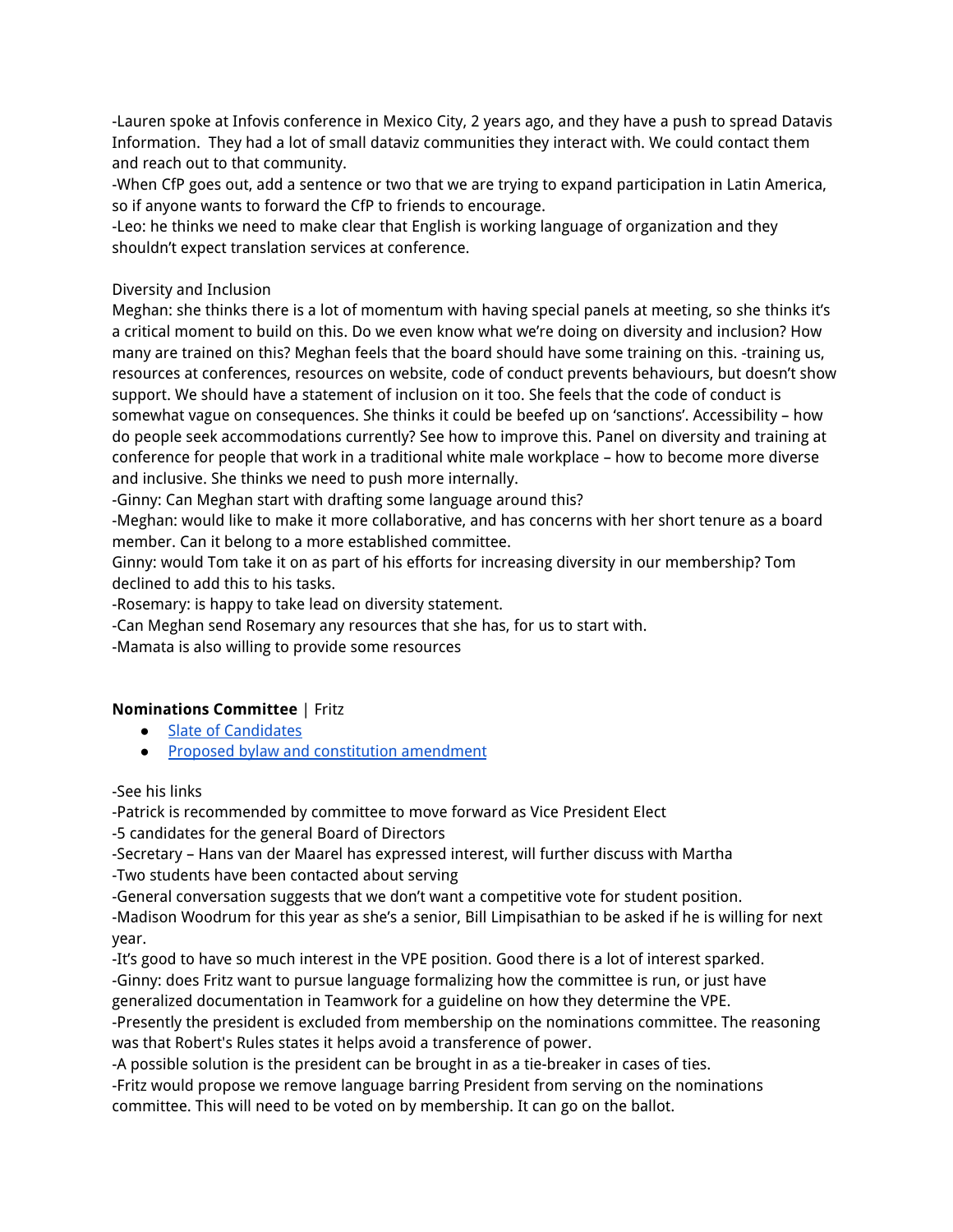-Lauren spoke at Infovis conference in Mexico City, 2 years ago, and they have a push to spread Datavis Information. They had a lot of small dataviz communities they interact with. We could contact them and reach out to that community.
-When CfP goes out, add a sentence or two that we are trying to expand participation in Latin America, so if anyone wants to forward the CfP to friends to encourage.
-Leo: he thinks we need to make clear that English is working language of organization and they shouldn't expect translation services at conference.

Diversity and Inclusion
Meghan: she thinks there is a lot of momentum with having special panels at meeting, so she thinks it's a critical moment to build on this. Do we even know what we're doing on diversity and inclusion? How many are trained on this? Meghan feels that the board should have some training on this. -training us, resources at conferences, resources on website, code of conduct prevents behaviours, but doesn't show support. We should have a statement of inclusion on it too. She feels that the code of conduct is somewhat vague on consequences. She thinks it could be beefed up on 'sanctions'. Accessibility – how do people seek accommodations currently? See how to improve this. Panel on diversity and training at conference for people that work in a traditional white male workplace – how to become more diverse and inclusive. She thinks we need to push more internally.
-Ginny: Can Meghan start with drafting some language around this?
-Meghan: would like to make it more collaborative, and has concerns with her short tenure as a board member. Can it belong to a more established committee.
Ginny: would Tom take it on as part of his efforts for increasing diversity in our membership? Tom declined to add this to his tasks.
-Rosemary: is happy to take lead on diversity statement.
-Can Meghan send Rosemary any resources that she has, for us to start with.
-Mamata is also willing to provide some resources

**Nominations Committee** | Fritz

- Slate of Candidates
- Proposed bylaw and constitution amendment

-See his links
-Patrick is recommended by committee to move forward as Vice President Elect
-5 candidates for the general Board of Directors
-Secretary – Hans van der Maarel has expressed interest, will further discuss with Martha
-Two students have been contacted about serving
-General conversation suggests that we don't want a competitive vote for student position.
-Madison Woodrum for this year as she's a senior, Bill Limpisathian to be asked if he is willing for next year.
-It's good to have so much interest in the VPE position. Good there is a lot of interest sparked.
-Ginny: does Fritz want to pursue language formalizing how the committee is run, or just have generalized documentation in Teamwork for a guideline on how they determine the VPE.
-Presently the president is excluded from membership on the nominations committee. The reasoning was that Robert's Rules states it helps avoid a transference of power.
-A possible solution is the president can be brought in as a tie-breaker in cases of ties.
-Fritz would propose we remove language barring President from serving on the nominations committee. This will need to be voted on by membership. It can go on the ballot.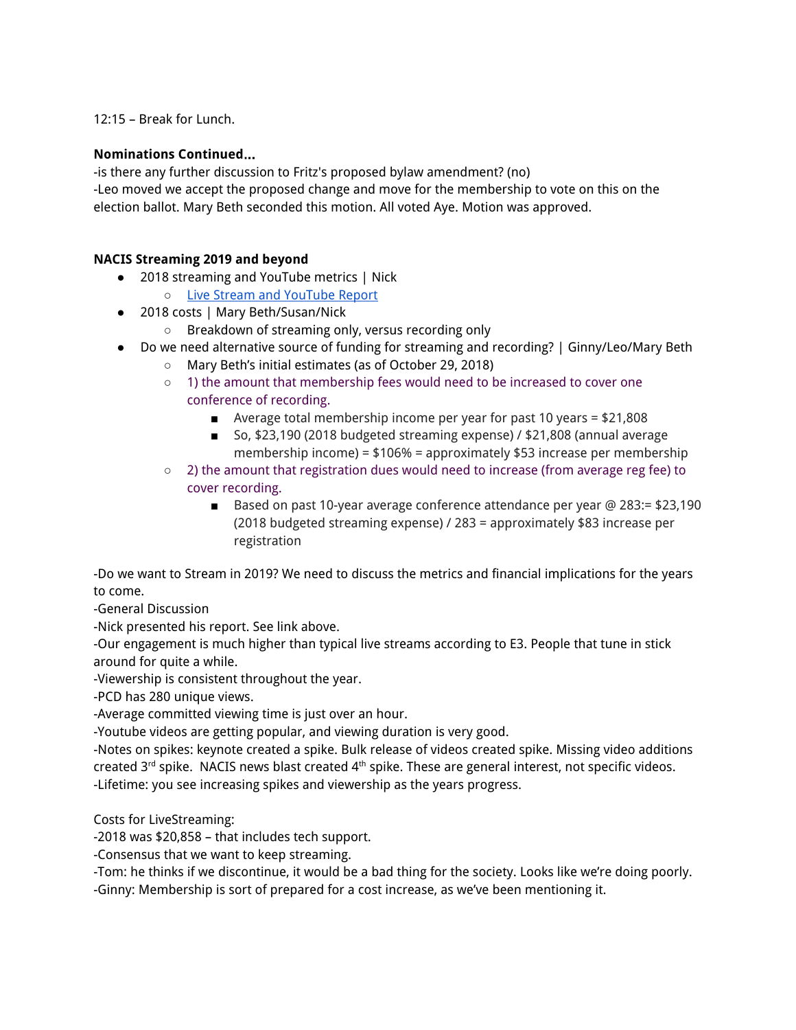12:15 – Break for Lunch.

**Nominations Continued...**
-is there any further discussion to Fritz's proposed bylaw amendment? (no)
-Leo moved we accept the proposed change and move for the membership to vote on this on the election ballot. Mary Beth seconded this motion. All voted Aye. Motion was approved.

**NACIS Streaming 2019 and beyond**

- 2018 streaming and YouTube metrics | Nick
  - Live Stream and YouTube Report
- 2018 costs | Mary Beth/Susan/Nick
  - Breakdown of streaming only, versus recording only
- Do we need alternative source of funding for streaming and recording? | Ginny/Leo/Mary Beth
  - Mary Beth's initial estimates (as of October 29, 2018)
  - 1) the amount that membership fees would need to be increased to cover one conference of recording.
    - Average total membership income per year for past 10 years = $21,808
    - So, $23,190 (2018 budgeted streaming expense) / $21,808 (annual average membership income) = $106% = approximately $53 increase per membership
  - 2) the amount that registration dues would need to increase (from average reg fee) to cover recording.
    - Based on past 10-year average conference attendance per year @ 283:= $23,190 (2018 budgeted streaming expense) / 283 = approximately $83 increase per registration

-Do we want to Stream in 2019? We need to discuss the metrics and financial implications for the years to come.
-General Discussion
-Nick presented his report. See link above.
-Our engagement is much higher than typical live streams according to E3. People that tune in stick around for quite a while.
-Viewership is consistent throughout the year.
-PCD has 280 unique views.
-Average committed viewing time is just over an hour.
-Youtube videos are getting popular, and viewing duration is very good.
-Notes on spikes: keynote created a spike. Bulk release of videos created spike. Missing video additions created 3rd spike. NACIS news blast created 4th spike. These are general interest, not specific videos.
-Lifetime: you see increasing spikes and viewership as the years progress.

Costs for LiveStreaming:
-2018 was $20,858 – that includes tech support.
-Consensus that we want to keep streaming.
-Tom: he thinks if we discontinue, it would be a bad thing for the society. Looks like we're doing poorly.
-Ginny: Membership is sort of prepared for a cost increase, as we've been mentioning it.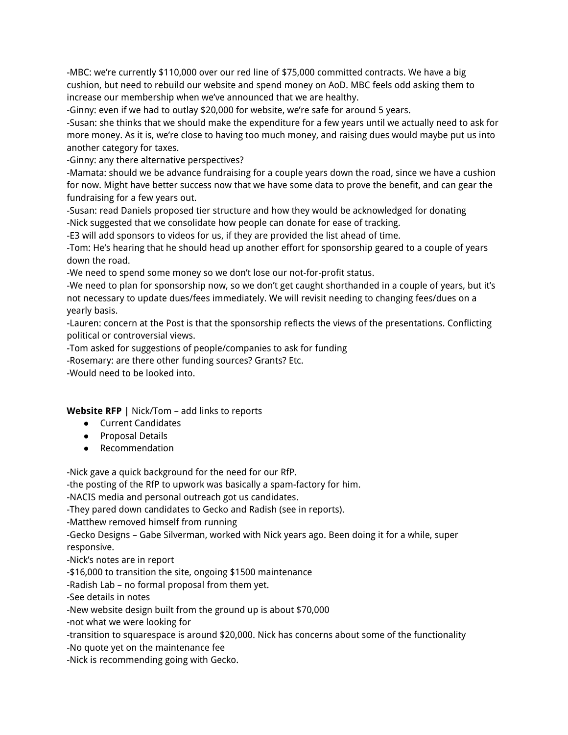-MBC: we're currently $110,000 over our red line of $75,000 committed contracts. We have a big cushion, but need to rebuild our website and spend money on AoD. MBC feels odd asking them to increase our membership when we've announced that we are healthy.
-Ginny: even if we had to outlay $20,000 for website, we're safe for around 5 years.
-Susan: she thinks that we should make the expenditure for a few years until we actually need to ask for more money. As it is, we're close to having too much money, and raising dues would maybe put us into another category for taxes.
-Ginny: any there alternative perspectives?
-Mamata: should we be advance fundraising for a couple years down the road, since we have a cushion for now. Might have better success now that we have some data to prove the benefit, and can gear the fundraising for a few years out.
-Susan: read Daniels proposed tier structure and how they would be acknowledged for donating
-Nick suggested that we consolidate how people can donate for ease of tracking.
-E3 will add sponsors to videos for us, if they are provided the list ahead of time.
-Tom: He's hearing that he should head up another effort for sponsorship geared to a couple of years down the road.
-We need to spend some money so we don't lose our not-for-profit status.
-We need to plan for sponsorship now, so we don't get caught shorthanded in a couple of years, but it's not necessary to update dues/fees immediately. We will revisit needing to changing fees/dues on a yearly basis.
-Lauren: concern at the Post is that the sponsorship reflects the views of the presentations. Conflicting political or controversial views.
-Tom asked for suggestions of people/companies to ask for funding
-Rosemary: are there other funding sources? Grants? Etc.
-Would need to be looked into.

**Website RFP** | Nick/Tom – add links to reports

- Current Candidates
- Proposal Details
- Recommendation

-Nick gave a quick background for the need for our RfP.
-the posting of the RfP to upwork was basically a spam-factory for him.
-NACIS media and personal outreach got us candidates.
-They pared down candidates to Gecko and Radish (see in reports).
-Matthew removed himself from running
-Gecko Designs – Gabe Silverman, worked with Nick years ago. Been doing it for a while, super responsive.
-Nick's notes are in report
-$16,000 to transition the site, ongoing $1500 maintenance
-Radish Lab – no formal proposal from them yet.
-See details in notes
-New website design built from the ground up is about $70,000
-not what we were looking for
-transition to squarespace is around $20,000. Nick has concerns about some of the functionality
-No quote yet on the maintenance fee
-Nick is recommending going with Gecko.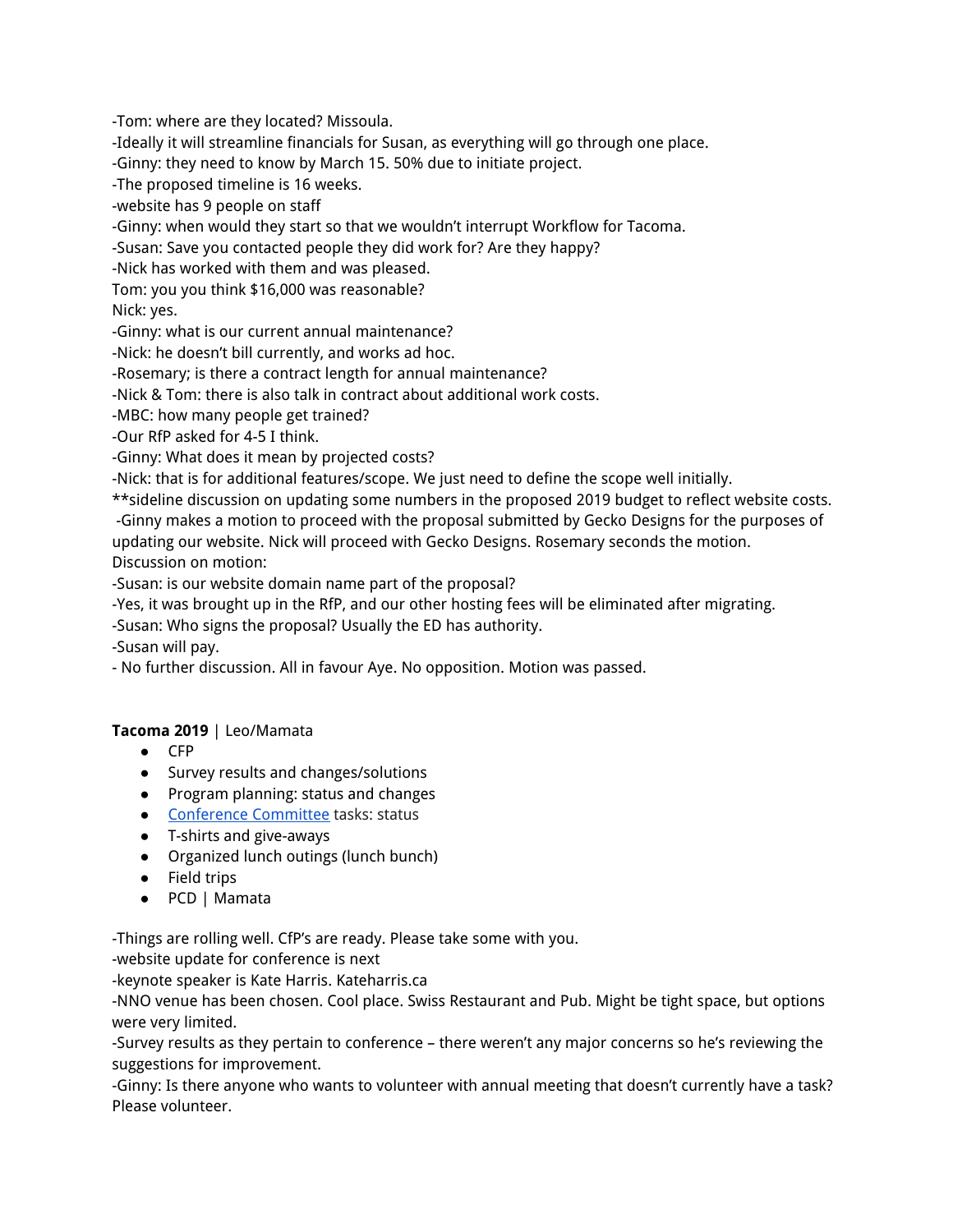-Tom: where are they located? Missoula.
-Ideally it will streamline financials for Susan, as everything will go through one place.
-Ginny: they need to know by March 15. 50% due to initiate project.
-The proposed timeline is 16 weeks.
-website has 9 people on staff
-Ginny: when would they start so that we wouldn't interrupt Workflow for Tacoma.
-Susan: Save you contacted people they did work for? Are they happy?
-Nick has worked with them and was pleased.
Tom: you you think $16,000 was reasonable?
Nick: yes.
-Ginny: what is our current annual maintenance?
-Nick: he doesn't bill currently, and works ad hoc.
-Rosemary; is there a contract length for annual maintenance?
-Nick & Tom: there is also talk in contract about additional work costs.
-MBC: how many people get trained?
-Our RfP asked for 4-5 I think.
-Ginny: What does it mean by projected costs?
-Nick: that is for additional features/scope. We just need to define the scope well initially.
**sideline discussion on updating some numbers in the proposed 2019 budget to reflect website costs.
-Ginny makes a motion to proceed with the proposal submitted by Gecko Designs for the purposes of updating our website. Nick will proceed with Gecko Designs. Rosemary seconds the motion.
Discussion on motion:
-Susan: is our website domain name part of the proposal?
-Yes, it was brought up in the RfP, and our other hosting fees will be eliminated after migrating.
-Susan: Who signs the proposal? Usually the ED has authority.
-Susan will pay.
- No further discussion. All in favour Aye. No opposition. Motion was passed.

**Tacoma 2019** | Leo/Mamata

- CFP
- Survey results and changes/solutions
- Program planning: status and changes
- Conference Committee tasks: status
- T-shirts and give-aways
- Organized lunch outings (lunch bunch)
- Field trips
- PCD | Mamata

-Things are rolling well. CfP's are ready. Please take some with you.
-website update for conference is next
-keynote speaker is Kate Harris. Kateharris.ca
-NNO venue has been chosen. Cool place. Swiss Restaurant and Pub. Might be tight space, but options were very limited.
-Survey results as they pertain to conference – there weren't any major concerns so he's reviewing the suggestions for improvement.
-Ginny: Is there anyone who wants to volunteer with annual meeting that doesn't currently have a task? Please volunteer.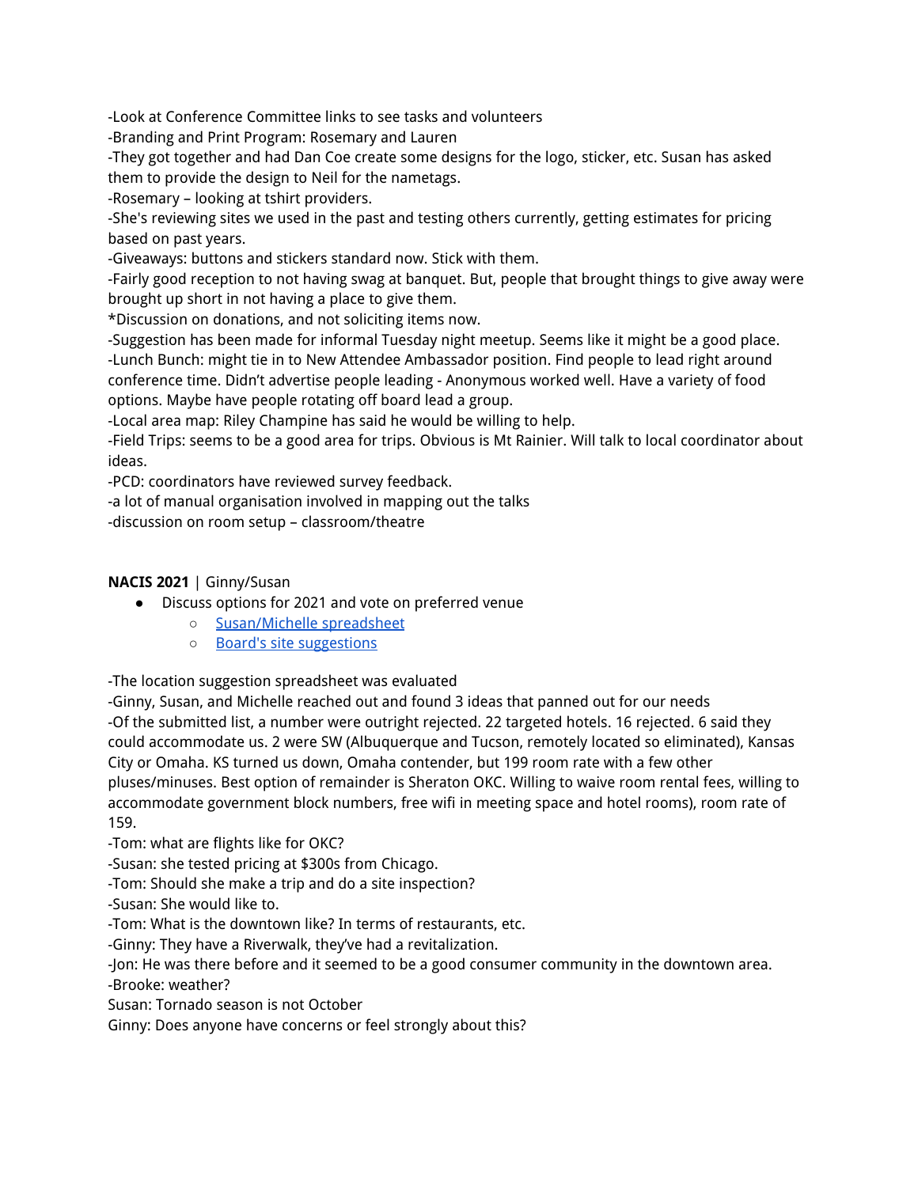-Look at Conference Committee links to see tasks and volunteers

-Branding and Print Program: Rosemary and Lauren

-They got together and had Dan Coe create some designs for the logo, sticker, etc. Susan has asked them to provide the design to Neil for the nametags.

-Rosemary – looking at tshirt providers.

-She's reviewing sites we used in the past and testing others currently, getting estimates for pricing based on past years.

-Giveaways: buttons and stickers standard now. Stick with them.

-Fairly good reception to not having swag at banquet. But, people that brought things to give away were brought up short in not having a place to give them.

*Discussion on donations, and not soliciting items now.

-Suggestion has been made for informal Tuesday night meetup. Seems like it might be a good place.

-Lunch Bunch: might tie in to New Attendee Ambassador position. Find people to lead right around conference time. Didn't advertise people leading - Anonymous worked well. Have a variety of food options. Maybe have people rotating off board lead a group.

-Local area map: Riley Champine has said he would be willing to help.

-Field Trips: seems to be a good area for trips. Obvious is Mt Rainier. Will talk to local coordinator about ideas.

-PCD: coordinators have reviewed survey feedback.

-a lot of manual organisation involved in mapping out the talks

-discussion on room setup – classroom/theatre

**NACIS 2021** | Ginny/Susan

- Discuss options for 2021 and vote on preferred venue
  - Susan/Michelle spreadsheet
  - Board's site suggestions

-The location suggestion spreadsheet was evaluated

-Ginny, Susan, and Michelle reached out and found 3 ideas that panned out for our needs

-Of the submitted list, a number were outright rejected. 22 targeted hotels. 16 rejected. 6 said they could accommodate us. 2 were SW (Albuquerque and Tucson, remotely located so eliminated), Kansas City or Omaha. KS turned us down, Omaha contender, but 199 room rate with a few other pluses/minuses. Best option of remainder is Sheraton OKC. Willing to waive room rental fees, willing to accommodate government block numbers, free wifi in meeting space and hotel rooms), room rate of 159.

-Tom: what are flights like for OKC?

-Susan: she tested pricing at $300s from Chicago.

-Tom: Should she make a trip and do a site inspection?

-Susan: She would like to.

-Tom: What is the downtown like? In terms of restaurants, etc.

-Ginny: They have a Riverwalk, they've had a revitalization.

-Jon: He was there before and it seemed to be a good consumer community in the downtown area.

-Brooke: weather?

Susan: Tornado season is not October

Ginny: Does anyone have concerns or feel strongly about this?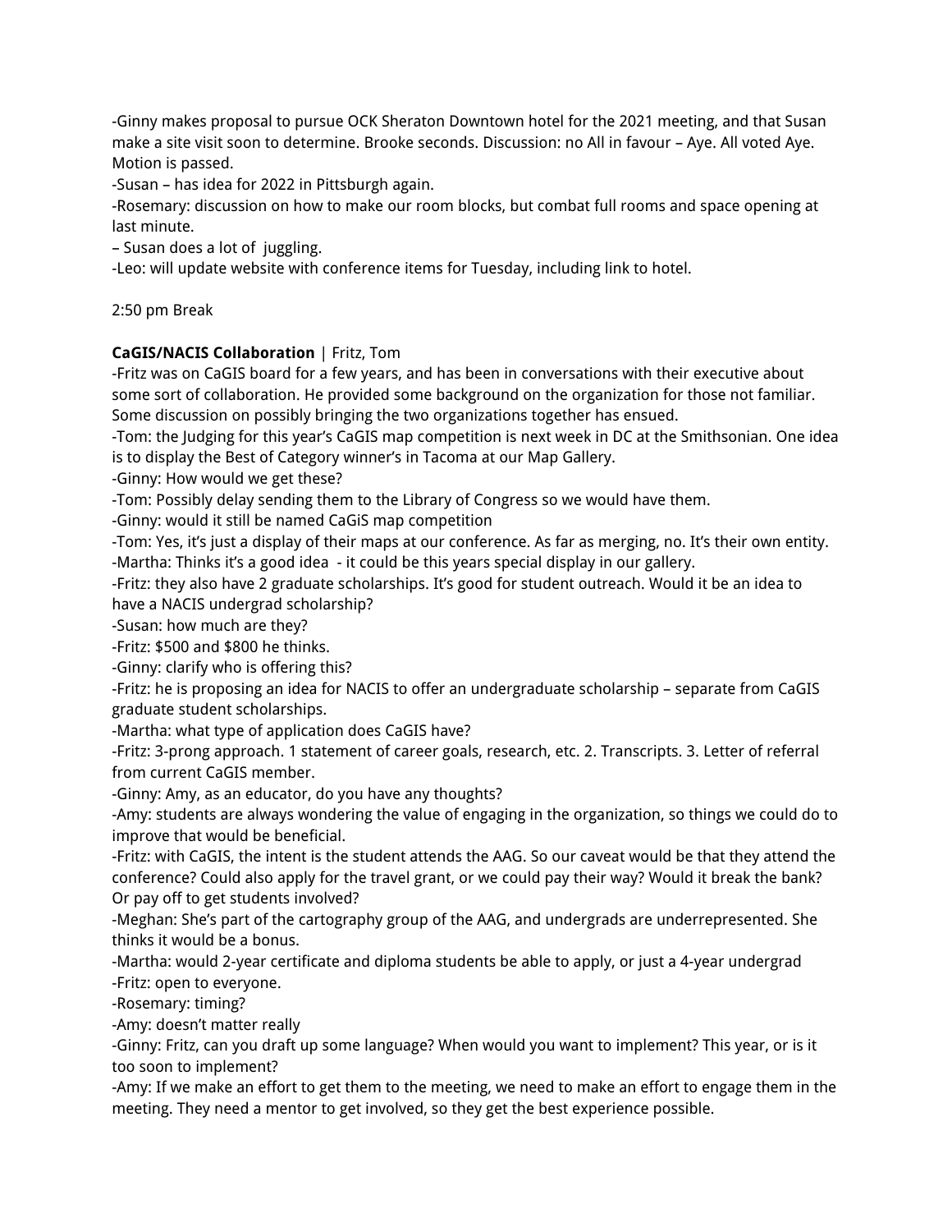-Ginny makes proposal to pursue OCK Sheraton Downtown hotel for the 2021 meeting, and that Susan make a site visit soon to determine. Brooke seconds. Discussion: no All in favour – Aye. All voted Aye. Motion is passed.

-Susan – has idea for 2022 in Pittsburgh again.

-Rosemary: discussion on how to make our room blocks, but combat full rooms and space opening at last minute.

– Susan does a lot of juggling.

-Leo: will update website with conference items for Tuesday, including link to hotel.

2:50 pm Break

**CaGIS/NACIS Collaboration** | Fritz, Tom

-Fritz was on CaGIS board for a few years, and has been in conversations with their executive about some sort of collaboration. He provided some background on the organization for those not familiar. Some discussion on possibly bringing the two organizations together has ensued.

-Tom: the Judging for this year's CaGIS map competition is next week in DC at the Smithsonian. One idea is to display the Best of Category winner's in Tacoma at our Map Gallery.

-Ginny: How would we get these?

-Tom: Possibly delay sending them to the Library of Congress so we would have them.

-Ginny: would it still be named CaGiS map competition

-Tom: Yes, it's just a display of their maps at our conference. As far as merging, no. It's their own entity.

-Martha: Thinks it's a good idea - it could be this years special display in our gallery.

-Fritz: they also have 2 graduate scholarships. It's good for student outreach. Would it be an idea to have a NACIS undergrad scholarship?

-Susan: how much are they?

-Fritz: $500 and $800 he thinks.

-Ginny: clarify who is offering this?

-Fritz: he is proposing an idea for NACIS to offer an undergraduate scholarship – separate from CaGIS graduate student scholarships.

-Martha: what type of application does CaGIS have?

-Fritz: 3-prong approach. 1 statement of career goals, research, etc. 2. Transcripts. 3. Letter of referral from current CaGIS member.

-Ginny: Amy, as an educator, do you have any thoughts?

-Amy: students are always wondering the value of engaging in the organization, so things we could do to improve that would be beneficial.

-Fritz: with CaGIS, the intent is the student attends the AAG. So our caveat would be that they attend the conference? Could also apply for the travel grant, or we could pay their way? Would it break the bank? Or pay off to get students involved?

-Meghan: She's part of the cartography group of the AAG, and undergrads are underrepresented. She thinks it would be a bonus.

-Martha: would 2-year certificate and diploma students be able to apply, or just a 4-year undergrad

-Fritz: open to everyone.

-Rosemary: timing?

-Amy: doesn't matter really

-Ginny: Fritz, can you draft up some language? When would you want to implement? This year, or is it too soon to implement?

-Amy: If we make an effort to get them to the meeting, we need to make an effort to engage them in the meeting. They need a mentor to get involved, so they get the best experience possible.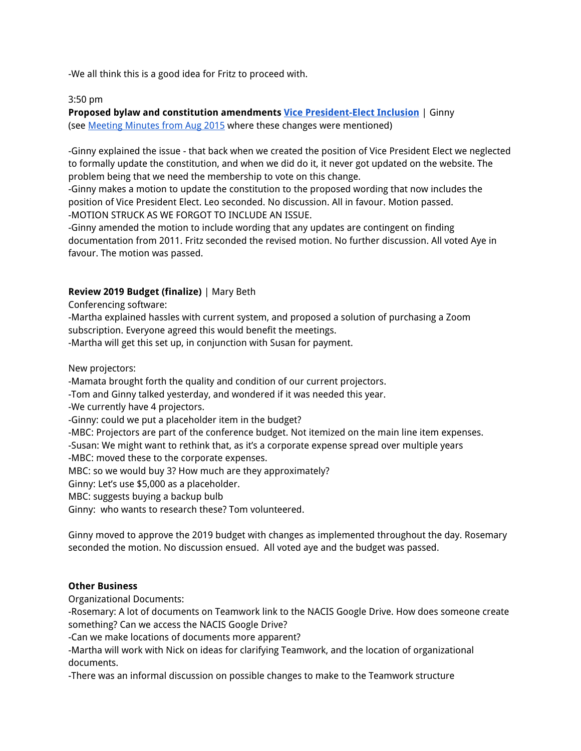-We all think this is a good idea for Fritz to proceed with.

3:50 pm

**Proposed bylaw and constitution amendments** [**Vice President-Elect Inclusion**]() | Ginny
(see [Meeting Minutes from Aug 2015]() where these changes were mentioned)

-Ginny explained the issue - that back when we created the position of Vice President Elect we neglected to formally update the constitution, and when we did do it, it never got updated on the website. The problem being that we need the membership to vote on this change.
-Ginny makes a motion to update the constitution to the proposed wording that now includes the position of Vice President Elect. Leo seconded. No discussion. All in favour. Motion passed.
-MOTION STRUCK AS WE FORGOT TO INCLUDE AN ISSUE.
-Ginny amended the motion to include wording that any updates are contingent on finding documentation from 2011. Fritz seconded the revised motion. No further discussion. All voted Aye in favour. The motion was passed.

**Review 2019 Budget (finalize)** | Mary Beth

Conferencing software:
-Martha explained hassles with current system, and proposed a solution of purchasing a Zoom subscription. Everyone agreed this would benefit the meetings.
-Martha will get this set up, in conjunction with Susan for payment.

New projectors:
-Mamata brought forth the quality and condition of our current projectors.
-Tom and Ginny talked yesterday, and wondered if it was needed this year.
-We currently have 4 projectors.
-Ginny: could we put a placeholder item in the budget?
-MBC: Projectors are part of the conference budget. Not itemized on the main line item expenses.
-Susan: We might want to rethink that, as it's a corporate expense spread over multiple years
-MBC: moved these to the corporate expenses.
MBC: so we would buy 3? How much are they approximately?
Ginny: Let's use $5,000 as a placeholder.
MBC: suggests buying a backup bulb
Ginny: who wants to research these? Tom volunteered.

Ginny moved to approve the 2019 budget with changes as implemented throughout the day. Rosemary seconded the motion. No discussion ensued. All voted aye and the budget was passed.

**Other Business**

Organizational Documents:
-Rosemary: A lot of documents on Teamwork link to the NACIS Google Drive. How does someone create something? Can we access the NACIS Google Drive?
-Can we make locations of documents more apparent?
-Martha will work with Nick on ideas for clarifying Teamwork, and the location of organizational documents.
-There was an informal discussion on possible changes to make to the Teamwork structure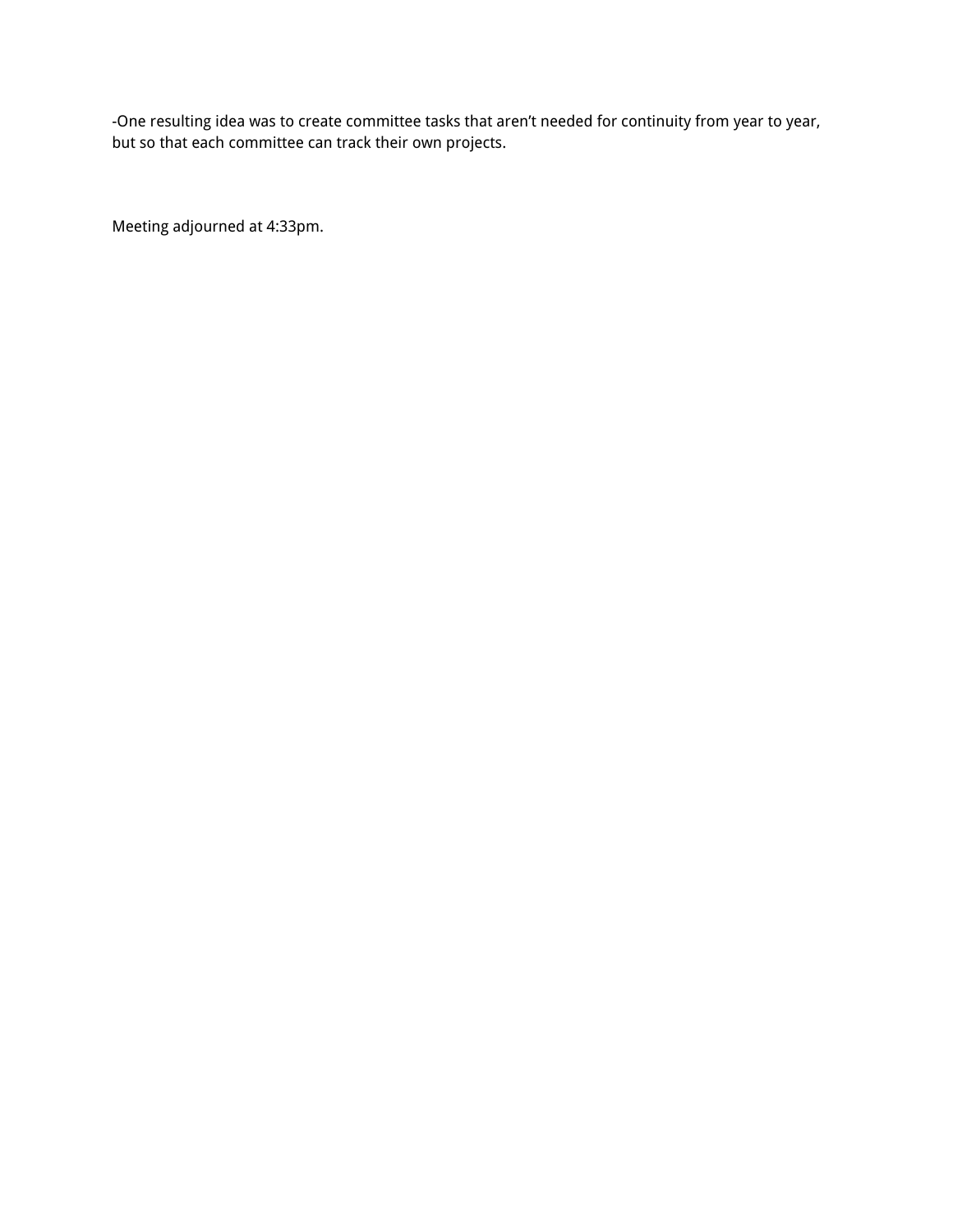-One resulting idea was to create committee tasks that aren't needed for continuity from year to year, but so that each committee can track their own projects.

Meeting adjourned at 4:33pm.